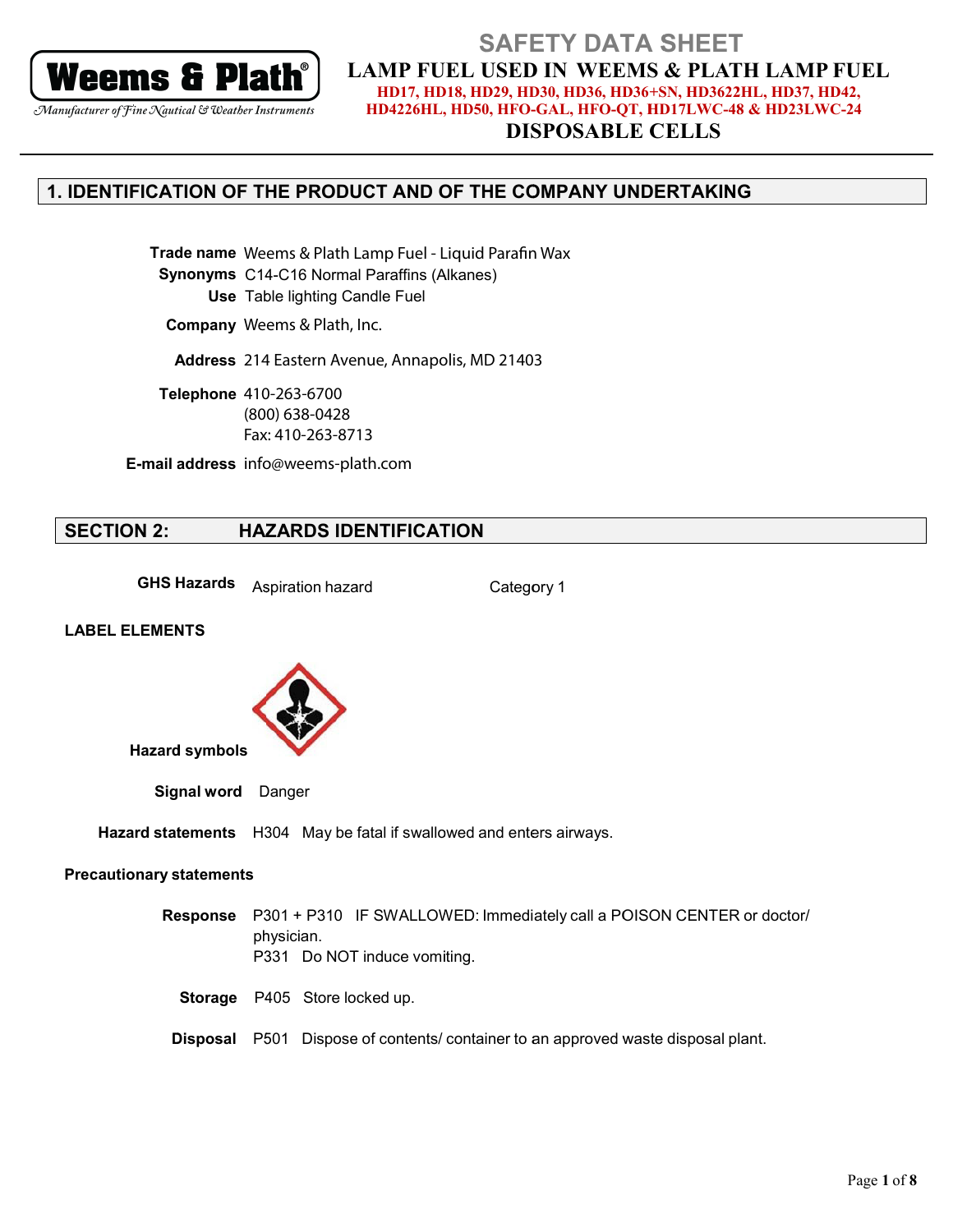**Weems & Plath®**

*Manufacturer of Fine Nautical & Weather Instruments*

# SAFETY DATA SHEET

## LAMP FUEL USED IN WEEMS & PLATH LAMP FUEL

**HD17, HD18, HD29, HD30, HD36, HD36+SN, HD3622HL, HD37, HD42, HD4226HL, HD50, HFO-GAL, HFO-QT, HD17LWC-48 & HD23LWC-24**

## DISPOSABLE CELLS

## 1. IDENTIFICATION OF THE PRODUCT AND OF THE COMPANY UNDERTAKING

**Trade name** Weems & Plath Lamp Fuel - Liquid Parafin Wax

**Synonyms** C14-C16 Normal Paraffins (Alkanes)

**Use** Table lighting Candle Fuel

**Company** Weems & Plath, Inc.

**Address** 214 Eastern Avenue, Annapolis, MD 21403

**Telephone** 410-263-6700
(800) 638-0428
Fax: 410-263-8713

**E-mail address** info@weems-plath.com

## SECTION 2: HAZARDS IDENTIFICATION

**GHS Hazards** Aspiration hazard Category 1

**LABEL ELEMENTS**

**Hazard symbols**

**Signal word** Danger

**Hazard statements** H304 May be fatal if swallowed and enters airways.

**Precautionary statements**

**Response** P301 + P310 IF SWALLOWED: Immediately call a POISON CENTER or doctor/ physician.
P331 Do NOT induce vomiting.

**Storage** P405 Store locked up.

**Disposal** P501 Dispose of contents/ container to an approved waste disposal plant.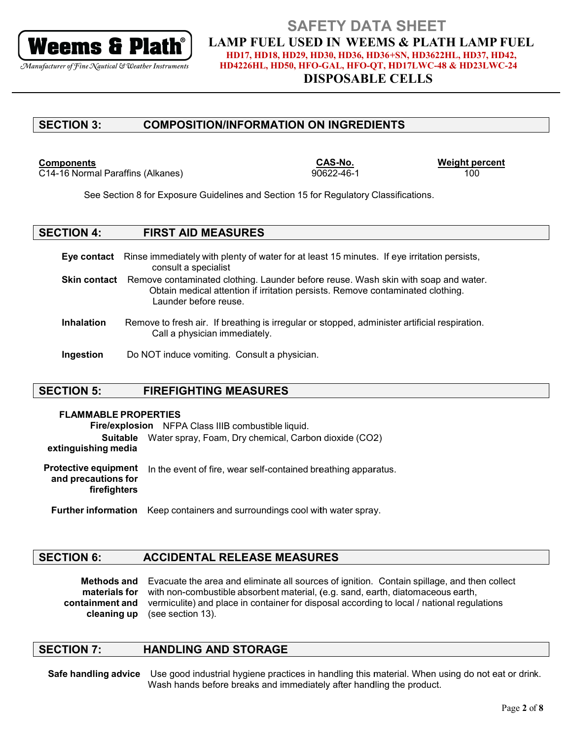## SECTION 3: COMPOSITION/INFORMATION ON INGREDIENTS

| Components | CAS-No. | Weight percent |
|---|---|---|
| C14-16 Normal Paraffins (Alkanes) | 90622-46-1 | 100 |

See Section 8 for Exposure Guidelines and Section 15 for Regulatory Classifications.

## SECTION 4: FIRST AID MEASURES

**Eye contact** Rinse immediately with plenty of water for at least 15 minutes. If eye irritation persists, consult a specialist

**Skin contact** Remove contaminated clothing. Launder before reuse. Wash skin with soap and water. Obtain medical attention if irritation persists. Remove contaminated clothing. Launder before reuse.

**Inhalation** Remove to fresh air. If breathing is irregular or stopped, administer artificial respiration. Call a physician immediately.

**Ingestion** Do NOT induce vomiting. Consult a physician.

## SECTION 5: FIREFIGHTING MEASURES

**FLAMMABLE PROPERTIES**

**Fire/explosion** NFPA Class IIIB combustible liquid.

**Suitable extinguishing media** Water spray, Foam, Dry chemical, Carbon dioxide ($CO_2$)

**Protective equipment and precautions for firefighters** In the event of fire, wear self-contained breathing apparatus.

**Further information** Keep containers and surroundings cool with water spray.

## SECTION 6: ACCIDENTAL RELEASE MEASURES

**Methods and materials for containment and cleaning up** Evacuate the area and eliminate all sources of ignition. Contain spillage, and then collect with non-combustible absorbent material, (e.g. sand, earth, diatomaceous earth, vermiculite) and place in container for disposal according to local / national regulations (see section 13).

## SECTION 7: HANDLING AND STORAGE

**Safe handling advice** Use good industrial hygiene practices in handling this material. When using do not eat or drink. Wash hands before breaks and immediately after handling the product.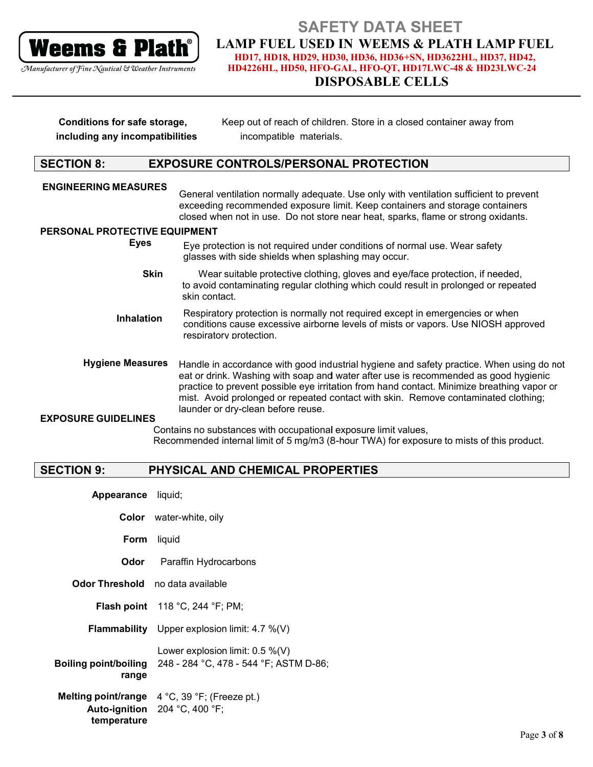**Conditions for safe storage, including any incompatibilities** Keep out of reach of children. Store in a closed container away from incompatible materials.

## SECTION 8: EXPOSURE CONTROLS/PERSONAL PROTECTION

**ENGINEERING MEASURES**

General ventilation normally adequate. Use only with ventilation sufficient to prevent exceeding recommended exposure limit. Keep containers and storage containers closed when not in use. Do not store near heat, sparks, flame or strong oxidants.

**PERSONAL PROTECTIVE EQUIPMENT**

**Eyes** Eye protection is not required under conditions of normal use. Wear safety glasses with side shields when splashing may occur.

**Skin** Wear suitable protective clothing, gloves and eye/face protection, if needed, to avoid contaminating regular clothing which could result in prolonged or repeated skin contact.

**Inhalation** Respiratory protection is normally not required except in emergencies or when conditions cause excessive airborne levels of mists or vapors. Use NIOSH approved respiratory protection.

**Hygiene Measures** Handle in accordance with good industrial hygiene and safety practice. When using do not eat or drink. Washing with soap and water after use is recommended as good hygienic practice to prevent possible eye irritation from hand contact. Minimize breathing vapor or mist. Avoid prolonged or repeated contact with skin. Remove contaminated clothing; launder or dry-clean before reuse.

**EXPOSURE GUIDELINES**

Contains no substances with occupational exposure limit values,
Recommended internal limit of 5 mg/m3 (8-hour TWA) for exposure to mists of this product.

## SECTION 9: PHYSICAL AND CHEMICAL PROPERTIES

**Appearance** liquid;

**Color** water-white, oily

**Form** liquid

**Odor** Paraffin Hydrocarbons

**Odor Threshold** no data available

**Flash point** 118 °C, 244 °F; PM;

**Flammability** Upper explosion limit: 4.7 %(V)

Lower explosion limit: 0.5 %(V)

**Boiling point/boiling range** 248 - 284 °C, 478 - 544 °F; ASTM D-86;

**Melting point/range** 4 °C, 39 °F; (Freeze pt.)

**Auto-ignition temperature** 204 °C, 400 °F;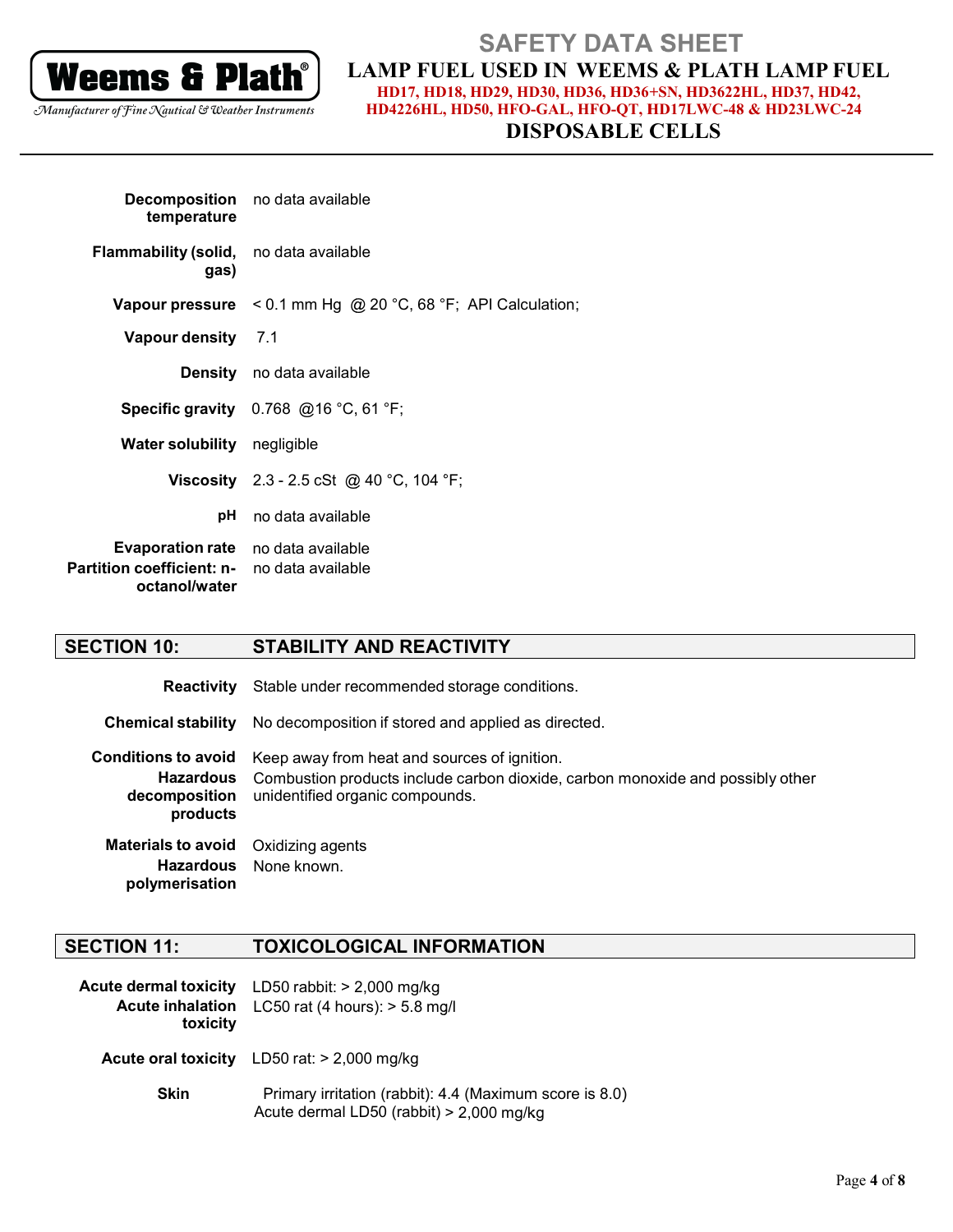| | |
|---|---|
| **Decomposition temperature** | no data available |
| **Flammability (solid, gas)** | no data available |
| **Vapour pressure** | < 0.1 mm Hg @ 20 °C, 68 °F; API Calculation; |
| **Vapour density** | 7.1 |
| **Density** | no data available |
| **Specific gravity** | 0.768 @16 °C, 61 °F; |
| **Water solubility** | negligible |
| **Viscosity** | 2.3 - 2.5 cSt @ 40 °C, 104 °F; |
| **pH** | no data available |
| **Evaporation rate** | no data available |
| **Partition coefficient: n-octanol/water** | no data available |

## SECTION 10: STABILITY AND REACTIVITY

| | |
|---|---|
| **Reactivity** | Stable under recommended storage conditions. |
| **Chemical stability** | No decomposition if stored and applied as directed. |
| **Conditions to avoid** | Keep away from heat and sources of ignition. |
| **Hazardous decomposition products** | Combustion products include carbon dioxide, carbon monoxide and possibly other unidentified organic compounds. |
| **Materials to avoid** | Oxidizing agents |
| **Hazardous polymerisation** | None known. |

## SECTION 11: TOXICOLOGICAL INFORMATION

| | |
|---|---|
| **Acute dermal toxicity** | LD50 rabbit: > 2,000 mg/kg |
| **Acute inhalation toxicity** | LC50 rat (4 hours): > 5.8 mg/l |
| **Acute oral toxicity** | LD50 rat: > 2,000 mg/kg |
| **Skin** | Primary irritation (rabbit): 4.4 (Maximum score is 8.0)<br>Acute dermal LD50 (rabbit) > 2,000 mg/kg |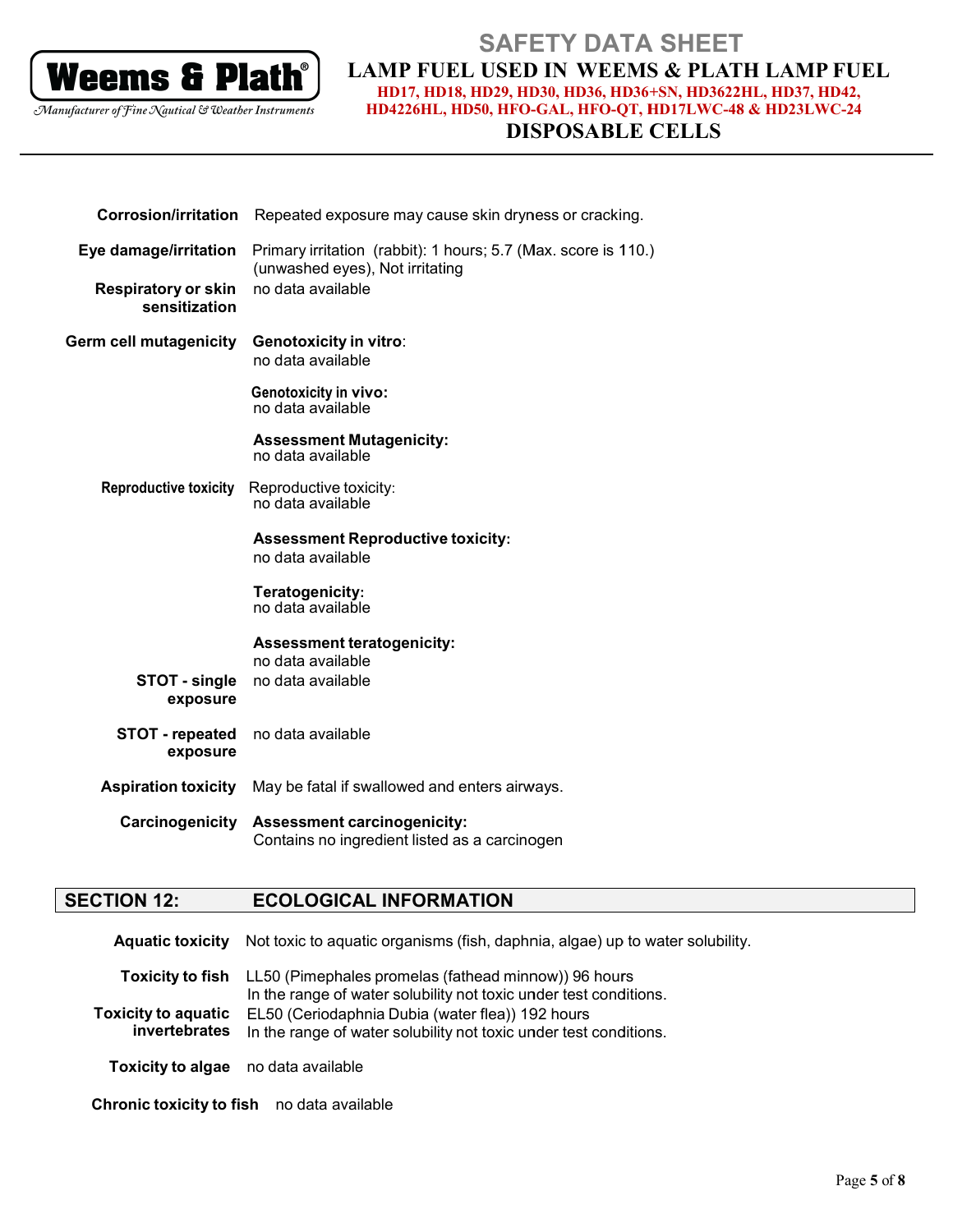**Corrosion/irritation** Repeated exposure may cause skin dryness or cracking.

**Eye damage/irritation** Primary irritation (rabbit): 1 hours; 5.7 (Max. score is 110.) (unwashed eyes), Not irritating

**Respiratory or skin sensitization** no data available

**Germ cell mutagenicity** **Genotoxicity in vitro**:
no data available

**Genotoxicity in vivo:**
no data available

**Assessment Mutagenicity:**
no data available

**Reproductive toxicity** Reproductive toxicity:
no data available

**Assessment Reproductive toxicity:**
no data available

**Teratogenicity:**
no data available

**Assessment teratogenicity:**
no data available

**STOT - single exposure** no data available

**STOT - repeated exposure** no data available

**Aspiration toxicity** May be fatal if swallowed and enters airways.

**Carcinogenicity** **Assessment carcinogenicity:**
Contains no ingredient listed as a carcinogen

## SECTION 12: ECOLOGICAL INFORMATION

**Aquatic toxicity** Not toxic to aquatic organisms (fish, daphnia, algae) up to water solubility.

**Toxicity to fish** LL50 (Pimephales promelas (fathead minnow)) 96 hours
In the range of water solubility not toxic under test conditions.

**Toxicity to aquatic invertebrates** EL50 (Ceriodaphnia Dubia (water flea)) 192 hours
In the range of water solubility not toxic under test conditions.

**Toxicity to algae** no data available

**Chronic toxicity to fish** no data available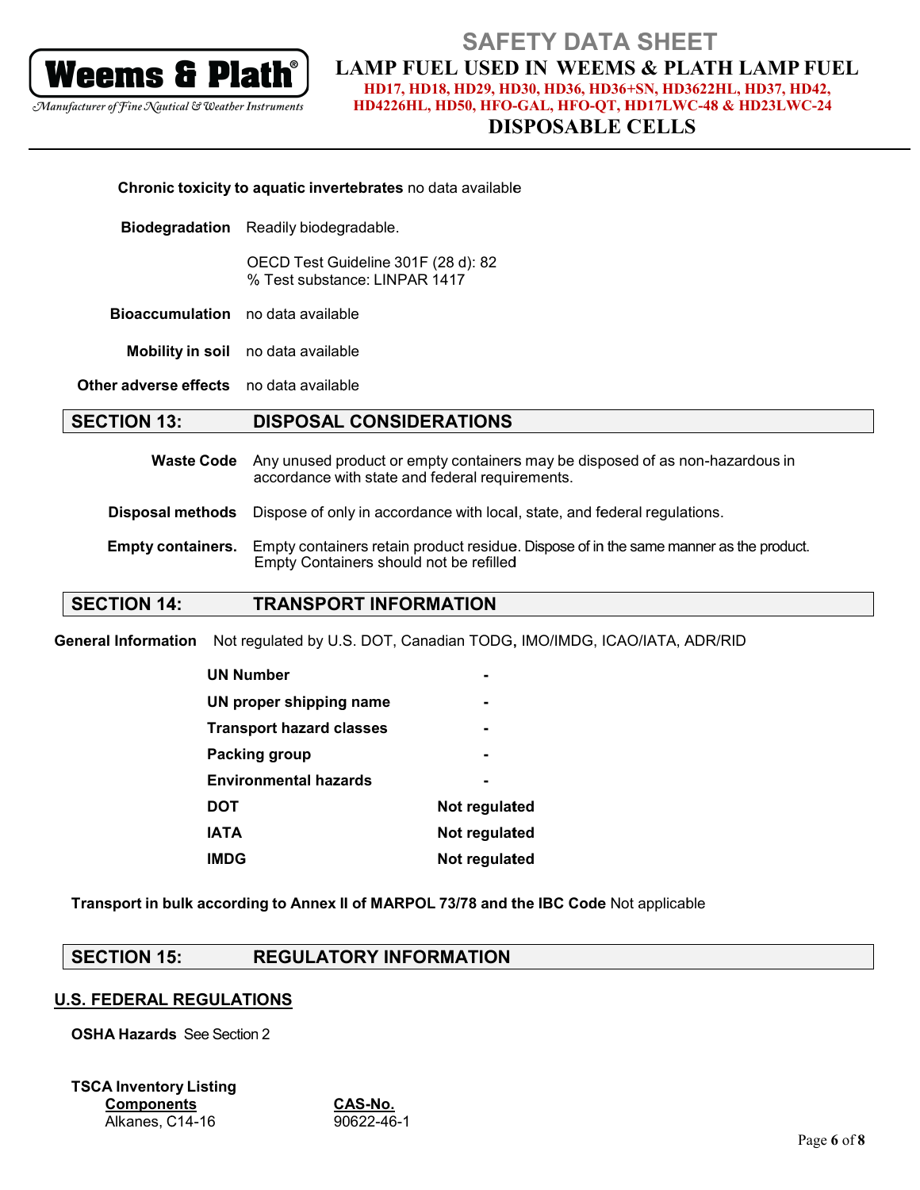**Chronic toxicity to aquatic invertebrates** no data available

**Biodegradation** Readily biodegradable.

OECD Test Guideline 301F (28 d): 82
% Test substance: LINPAR 1417

**Bioaccumulation** no data available

**Mobility in soil** no data available

**Other adverse effects** no data available

## SECTION 13: DISPOSAL CONSIDERATIONS

**Waste Code** Any unused product or empty containers may be disposed of as non-hazardous in accordance with state and federal requirements.

**Disposal methods** Dispose of only in accordance with local, state, and federal regulations.

**Empty containers.** Empty containers retain product residue. Dispose of in the same manner as the product. Empty Containers should not be refilled

## SECTION 14: TRANSPORT INFORMATION

**General Information** Not regulated by U.S. DOT, Canadian TODG, IMO/IMDG, ICAO/IATA, ADR/RID

| | |
|---|---|
| **UN Number** | - |
| **UN proper shipping name** | - |
| **Transport hazard classes** | - |
| **Packing group** | - |
| **Environmental hazards** | - |
| **DOT** | **Not regulated** |
| **IATA** | **Not regulated** |
| **IMDG** | **Not regulated** |

**Transport in bulk according to Annex II of MARPOL 73/78 and the IBC Code** Not applicable

## SECTION 15: REGULATORY INFORMATION

### U.S. FEDERAL REGULATIONS

**OSHA Hazards** See Section 2

**TSCA Inventory Listing**

| Components | CAS-No. |
|---|---|
| Alkanes, C14-16 | 90622-46-1 |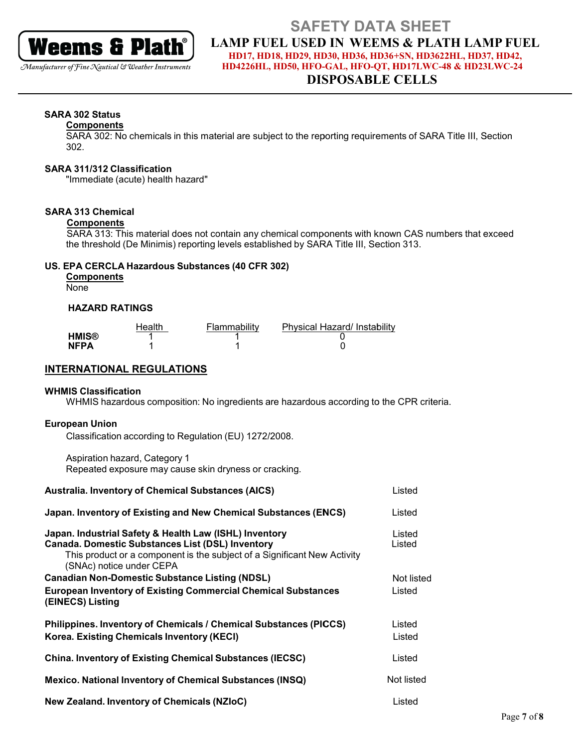**SARA 302 Status**

**Components**

SARA 302: No chemicals in this material are subject to the reporting requirements of SARA Title III, Section 302.

**SARA 311/312 Classification**

"Immediate (acute) health hazard"

**SARA 313 Chemical**

**Components**

SARA 313: This material does not contain any chemical components with known CAS numbers that exceed the threshold (De Minimis) reporting levels established by SARA Title III, Section 313.

**US. EPA CERCLA Hazardous Substances (40 CFR 302)**

**Components**

None

**HAZARD RATINGS**

| | Health | Flammability | Physical Hazard/ Instability |
|---|---|---|---|
| **HMIS®** | 1 | 1 | 0 |
| **NFPA** | 1 | 1 | 0 |

## INTERNATIONAL REGULATIONS

**WHMIS Classification**

WHMIS hazardous composition: No ingredients are hazardous according to the CPR criteria.

**European Union**

Classification according to Regulation (EU) 1272/2008.

Aspiration hazard, Category 1
Repeated exposure may cause skin dryness or cracking.

| | |
|---|---|
| **Australia. Inventory of Chemical Substances (AICS)** | Listed |
| **Japan. Inventory of Existing and New Chemical Substances (ENCS)** | Listed |
| **Japan. Industrial Safety & Health Law (ISHL) Inventory** | Listed |
| **Canada. Domestic Substances List (DSL) Inventory** This product or a component is the subject of a Significant New Activity (SNAc) notice under CEPA | Listed |
| **Canadian Non-Domestic Substance Listing (NDSL)** | Not listed |
| **European Inventory of Existing Commercial Chemical Substances (EINECS) Listing** | Listed |
| **Philippines. Inventory of Chemicals / Chemical Substances (PICCS)** | Listed |
| **Korea. Existing Chemicals Inventory (KECI)** | Listed |
| **China. Inventory of Existing Chemical Substances (IECSC)** | Listed |
| **Mexico. National Inventory of Chemical Substances (INSQ)** | Not listed |
| **New Zealand. Inventory of Chemicals (NZIoC)** | Listed |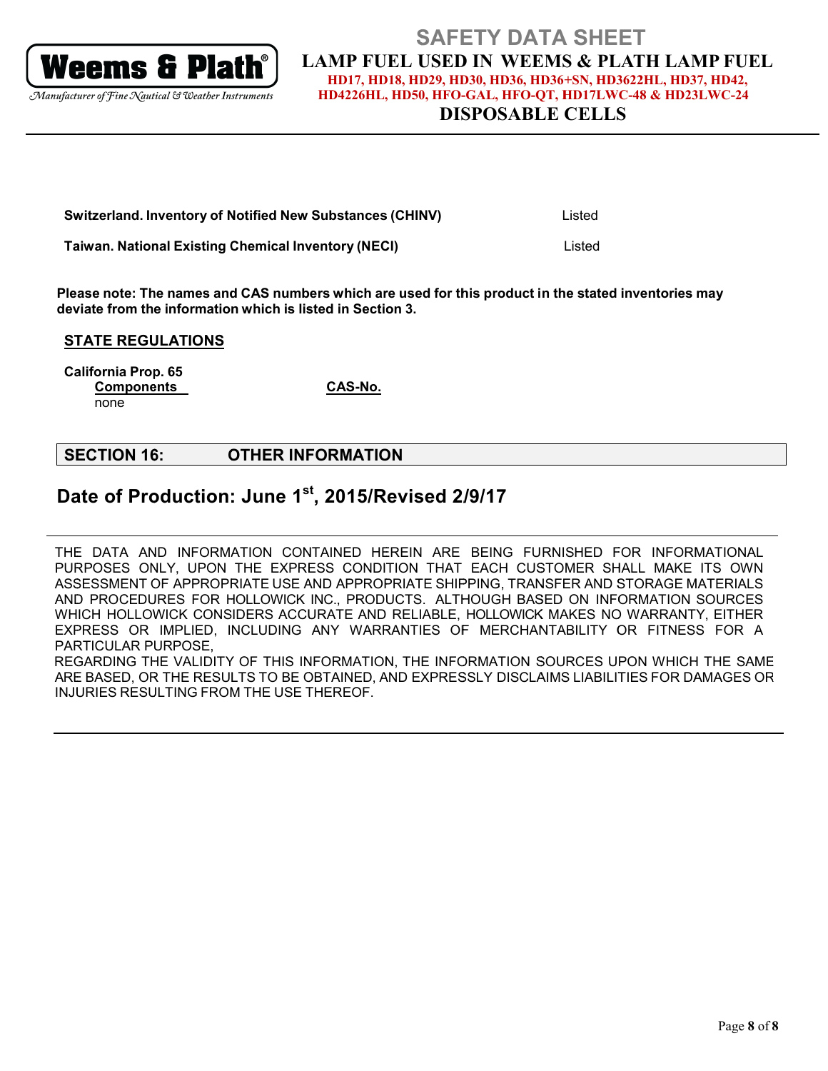| | |
|---|---|
| **Switzerland. Inventory of Notified New Substances (CHINV)** | Listed |
| **Taiwan. National Existing Chemical Inventory (NECI)** | Listed |

**Please note: The names and CAS numbers which are used for this product in the stated inventories may deviate from the information which is listed in Section 3.**

**STATE REGULATIONS**

**California Prop. 65**

| Components | CAS-No. |
|---|---|
| none | |

## SECTION 16: OTHER INFORMATION

## Date of Production: June 1st, 2015/Revised 2/9/17

THE DATA AND INFORMATION CONTAINED HEREIN ARE BEING FURNISHED FOR INFORMATIONAL PURPOSES ONLY, UPON THE EXPRESS CONDITION THAT EACH CUSTOMER SHALL MAKE ITS OWN ASSESSMENT OF APPROPRIATE USE AND APPROPRIATE SHIPPING, TRANSFER AND STORAGE MATERIALS AND PROCEDURES FOR HOLLOWICK INC., PRODUCTS. ALTHOUGH BASED ON INFORMATION SOURCES WHICH HOLLOWICK CONSIDERS ACCURATE AND RELIABLE, HOLLOWICK MAKES NO WARRANTY, EITHER EXPRESS OR IMPLIED, INCLUDING ANY WARRANTIES OF MERCHANTABILITY OR FITNESS FOR A PARTICULAR PURPOSE,
REGARDING THE VALIDITY OF THIS INFORMATION, THE INFORMATION SOURCES UPON WHICH THE SAME ARE BASED, OR THE RESULTS TO BE OBTAINED, AND EXPRESSLY DISCLAIMS LIABILITIES FOR DAMAGES OR INJURIES RESULTING FROM THE USE THEREOF.